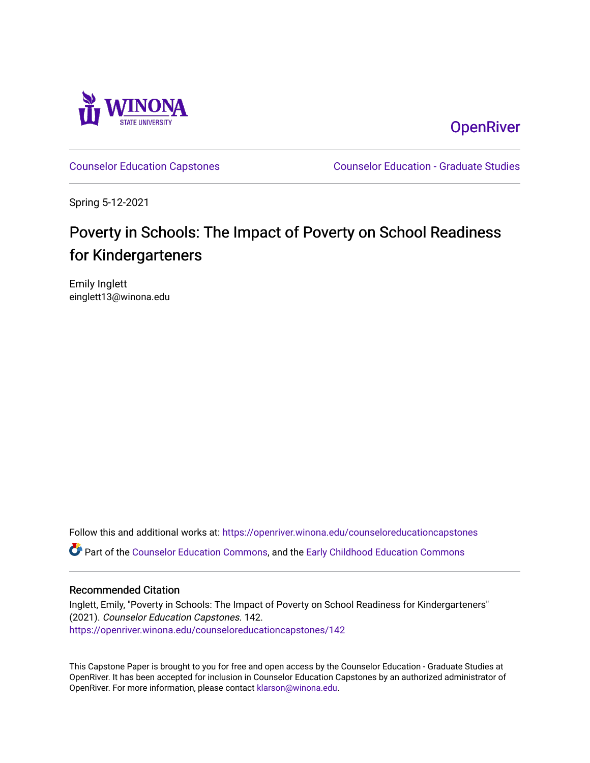Winona State University

OpenRiver

Counselor Education Capstones | Counselor Education - Graduate Studies

Spring 5-12-2021

# Poverty in Schools: The Impact of Poverty on School Readiness for Kindergarteners

Emily Inglett
einglett13@winona.edu

Follow this and additional works at: https://openriver.winona.edu/counseloreducationcapstones

Part of the Counselor Education Commons, and the Early Childhood Education Commons

## Recommended Citation

Inglett, Emily, "Poverty in Schools: The Impact of Poverty on School Readiness for Kindergarteners" (2021). *Counselor Education Capstones*. 142.
https://openriver.winona.edu/counseloreducationcapstones/142

This Capstone Paper is brought to you for free and open access by the Counselor Education - Graduate Studies at OpenRiver. It has been accepted for inclusion in Counselor Education Capstones by an authorized administrator of OpenRiver. For more information, please contact klarson@winona.edu.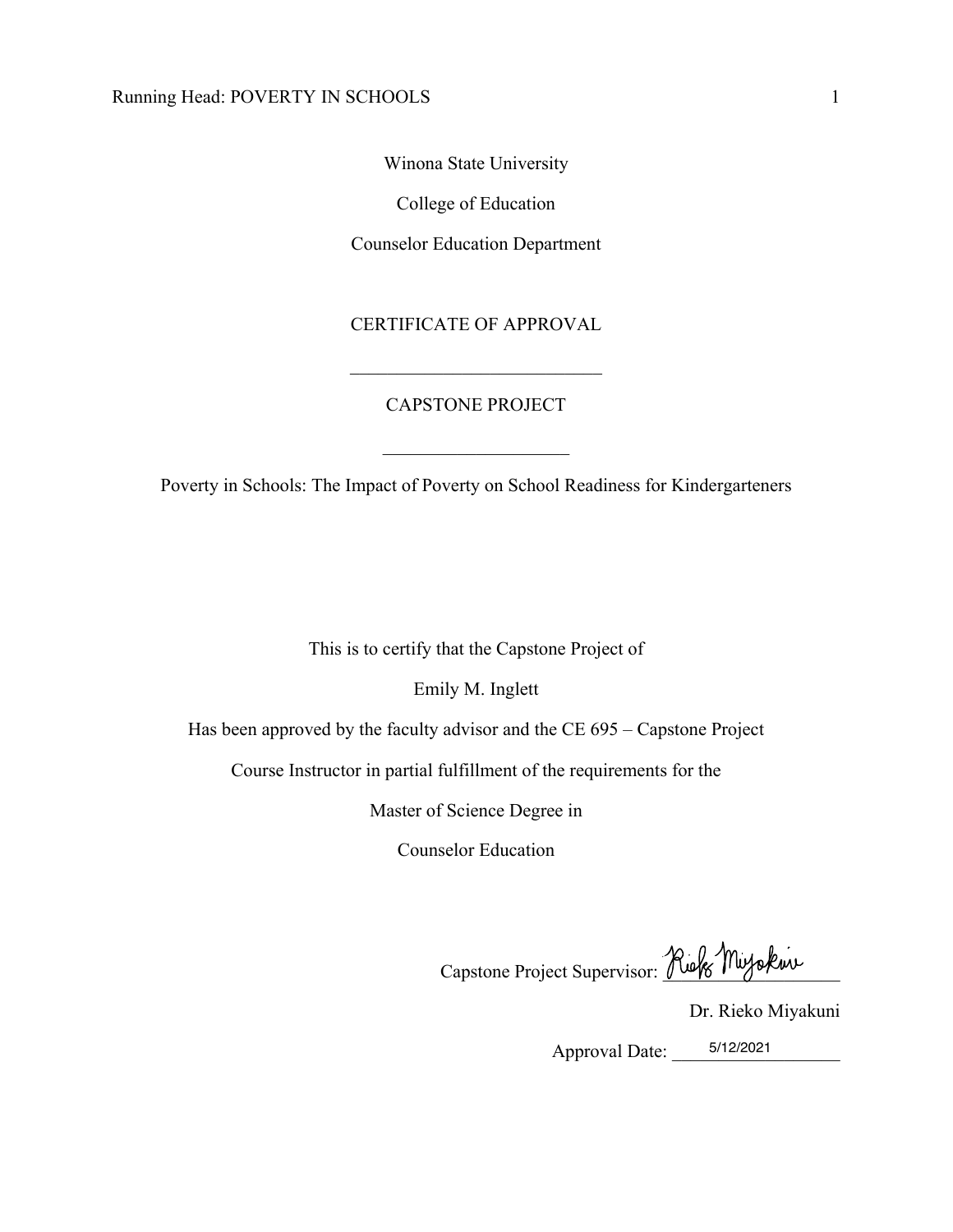Winona State University

College of Education

Counselor Education Department

CERTIFICATE OF APPROVAL

___________________________

CAPSTONE PROJECT

____________________

Poverty in Schools: The Impact of Poverty on School Readiness for Kindergarteners

This is to certify that the Capstone Project of

Emily M. Inglett

Has been approved by the faculty advisor and the CE 695 – Capstone Project

Course Instructor in partial fulfillment of the requirements for the

Master of Science Degree in

Counselor Education

Capstone Project Supervisor: Rieko Miyakuni

Dr. Rieko Miyakuni

Approval Date: 5/12/2021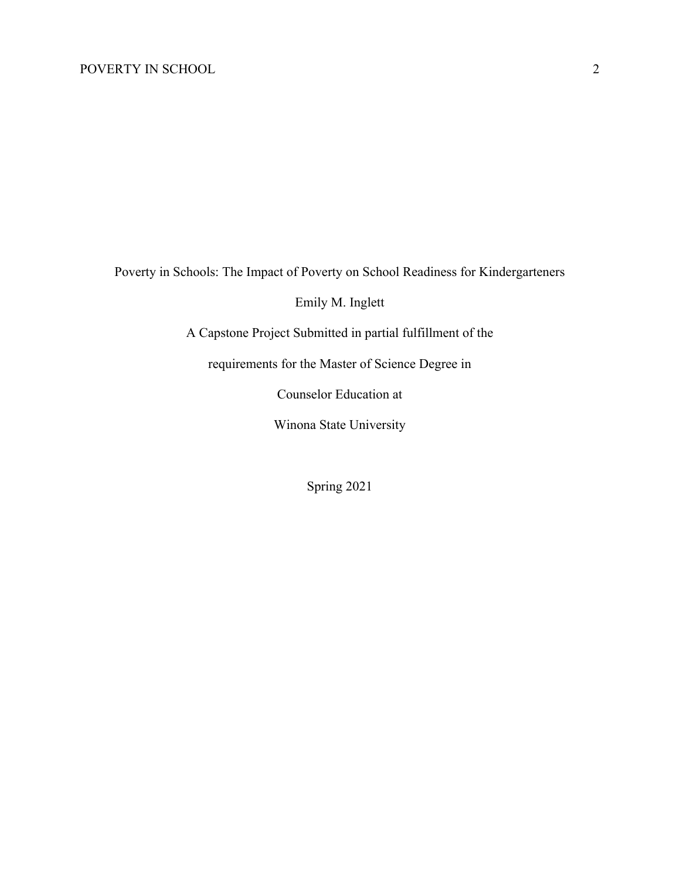Poverty in Schools: The Impact of Poverty on School Readiness for Kindergarteners

Emily M. Inglett

A Capstone Project Submitted in partial fulfillment of the

requirements for the Master of Science Degree in

Counselor Education at

Winona State University

Spring 2021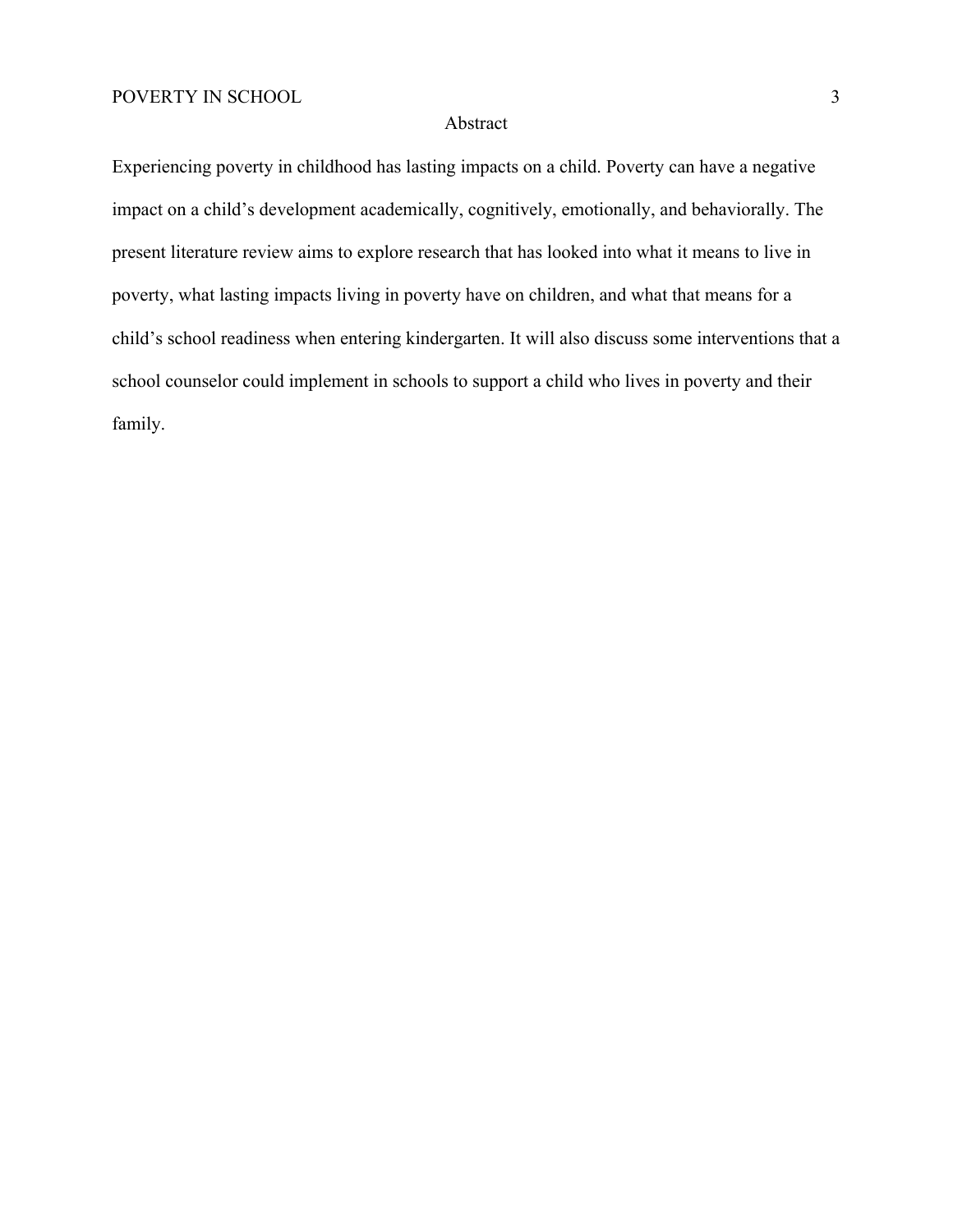# Abstract

Experiencing poverty in childhood has lasting impacts on a child. Poverty can have a negative impact on a child's development academically, cognitively, emotionally, and behaviorally. The present literature review aims to explore research that has looked into what it means to live in poverty, what lasting impacts living in poverty have on children, and what that means for a child's school readiness when entering kindergarten. It will also discuss some interventions that a school counselor could implement in schools to support a child who lives in poverty and their family.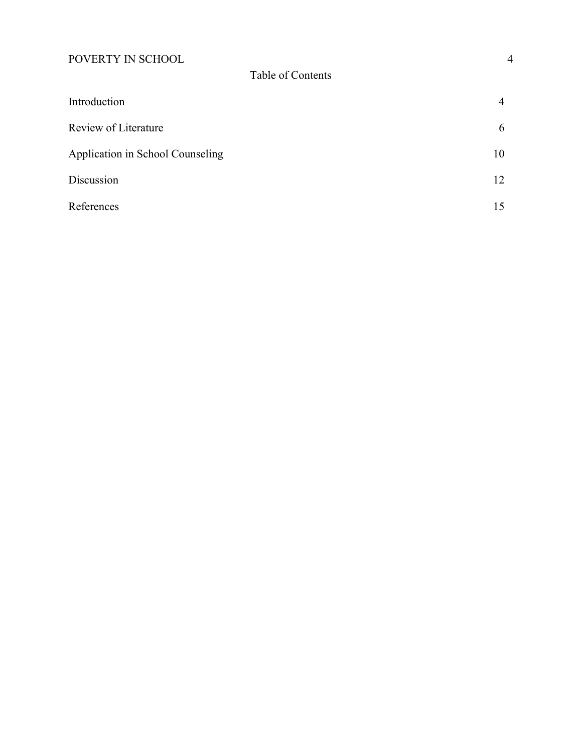# Table of Contents

| | |
|---|---|
| Introduction | 4 |
| Review of Literature | 6 |
| Application in School Counseling | 10 |
| Discussion | 12 |
| References | 15 |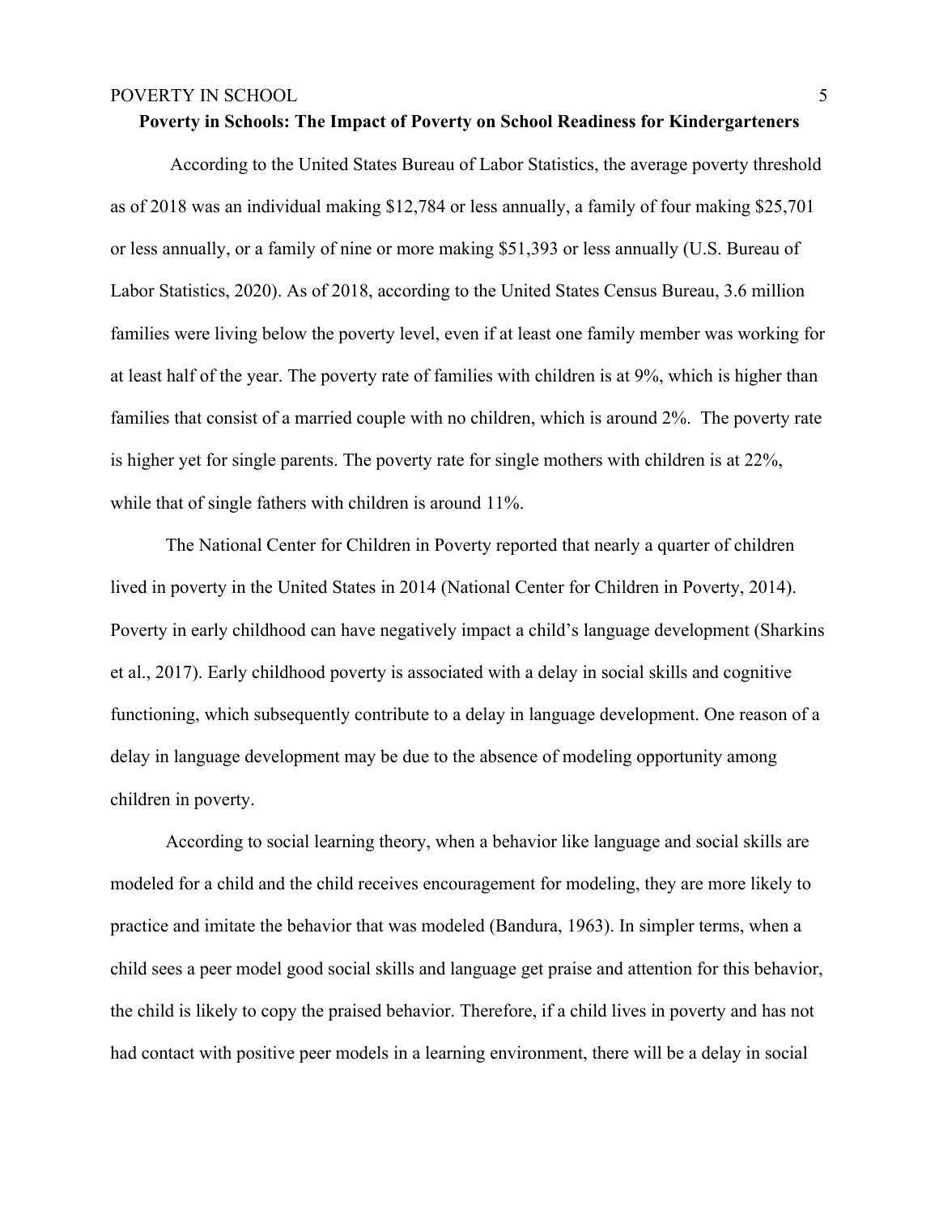**Poverty in Schools: The Impact of Poverty on School Readiness for Kindergarteners**

According to the United States Bureau of Labor Statistics, the average poverty threshold as of 2018 was an individual making $12,784 or less annually, a family of four making $25,701 or less annually, or a family of nine or more making $51,393 or less annually (U.S. Bureau of Labor Statistics, 2020). As of 2018, according to the United States Census Bureau, 3.6 million families were living below the poverty level, even if at least one family member was working for at least half of the year. The poverty rate of families with children is at 9%, which is higher than families that consist of a married couple with no children, which is around 2%. The poverty rate is higher yet for single parents. The poverty rate for single mothers with children is at 22%, while that of single fathers with children is around 11%.

The National Center for Children in Poverty reported that nearly a quarter of children lived in poverty in the United States in 2014 (National Center for Children in Poverty, 2014). Poverty in early childhood can have negatively impact a child's language development (Sharkins et al., 2017). Early childhood poverty is associated with a delay in social skills and cognitive functioning, which subsequently contribute to a delay in language development. One reason of a delay in language development may be due to the absence of modeling opportunity among children in poverty.

According to social learning theory, when a behavior like language and social skills are modeled for a child and the child receives encouragement for modeling, they are more likely to practice and imitate the behavior that was modeled (Bandura, 1963). In simpler terms, when a child sees a peer model good social skills and language get praise and attention for this behavior, the child is likely to copy the praised behavior. Therefore, if a child lives in poverty and has not had contact with positive peer models in a learning environment, there will be a delay in social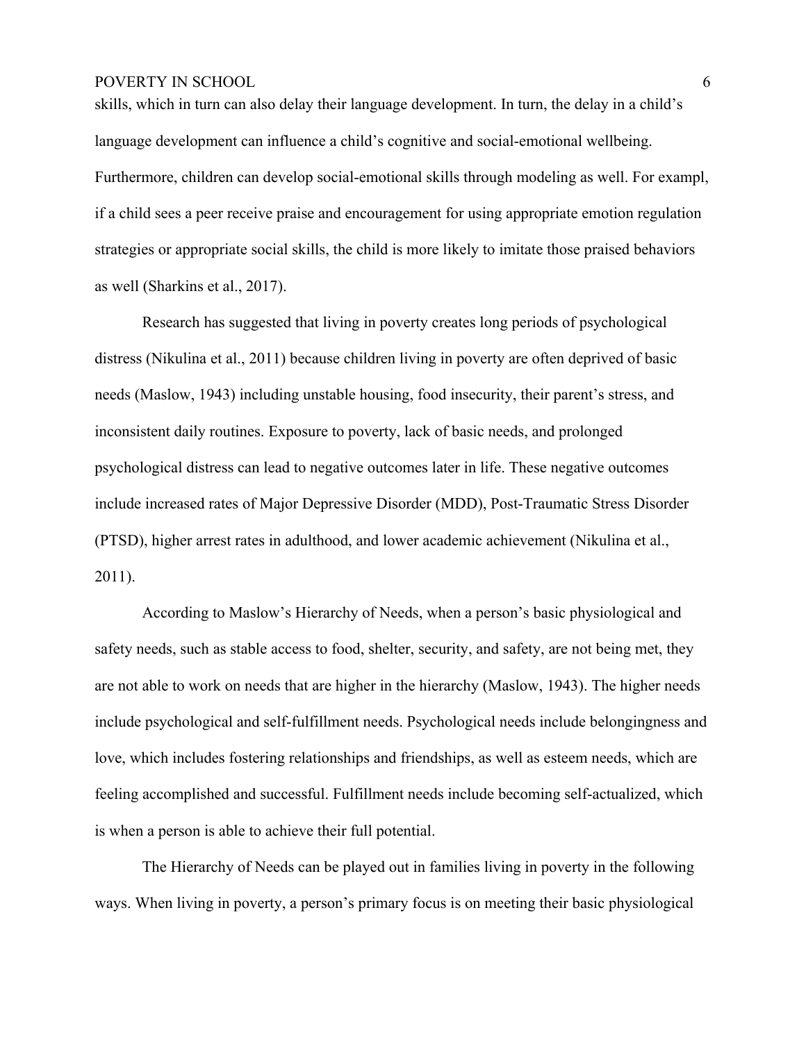skills, which in turn can also delay their language development. In turn, the delay in a child's language development can influence a child's cognitive and social-emotional wellbeing. Furthermore, children can develop social-emotional skills through modeling as well. For exampl, if a child sees a peer receive praise and encouragement for using appropriate emotion regulation strategies or appropriate social skills, the child is more likely to imitate those praised behaviors as well (Sharkins et al., 2017).

Research has suggested that living in poverty creates long periods of psychological distress (Nikulina et al., 2011) because children living in poverty are often deprived of basic needs (Maslow, 1943) including unstable housing, food insecurity, their parent's stress, and inconsistent daily routines. Exposure to poverty, lack of basic needs, and prolonged psychological distress can lead to negative outcomes later in life. These negative outcomes include increased rates of Major Depressive Disorder (MDD), Post-Traumatic Stress Disorder (PTSD), higher arrest rates in adulthood, and lower academic achievement (Nikulina et al., 2011).

According to Maslow's Hierarchy of Needs, when a person's basic physiological and safety needs, such as stable access to food, shelter, security, and safety, are not being met, they are not able to work on needs that are higher in the hierarchy (Maslow, 1943). The higher needs include psychological and self-fulfillment needs. Psychological needs include belongingness and love, which includes fostering relationships and friendships, as well as esteem needs, which are feeling accomplished and successful. Fulfillment needs include becoming self-actualized, which is when a person is able to achieve their full potential.

The Hierarchy of Needs can be played out in families living in poverty in the following ways. When living in poverty, a person's primary focus is on meeting their basic physiological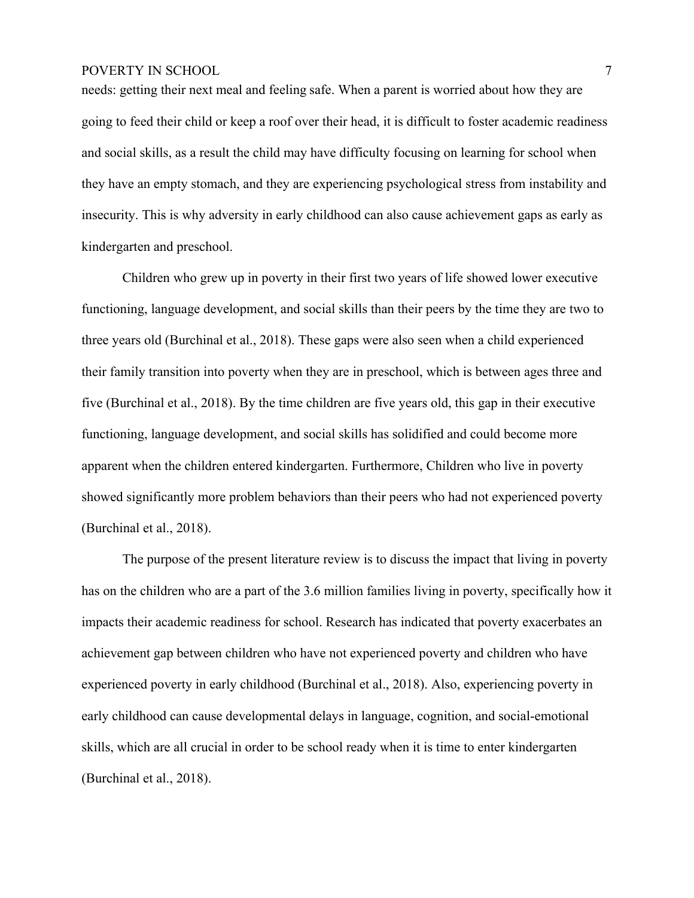needs: getting their next meal and feeling safe. When a parent is worried about how they are going to feed their child or keep a roof over their head, it is difficult to foster academic readiness and social skills, as a result the child may have difficulty focusing on learning for school when they have an empty stomach, and they are experiencing psychological stress from instability and insecurity. This is why adversity in early childhood can also cause achievement gaps as early as kindergarten and preschool.

Children who grew up in poverty in their first two years of life showed lower executive functioning, language development, and social skills than their peers by the time they are two to three years old (Burchinal et al., 2018). These gaps were also seen when a child experienced their family transition into poverty when they are in preschool, which is between ages three and five (Burchinal et al., 2018). By the time children are five years old, this gap in their executive functioning, language development, and social skills has solidified and could become more apparent when the children entered kindergarten. Furthermore, Children who live in poverty showed significantly more problem behaviors than their peers who had not experienced poverty (Burchinal et al., 2018).

The purpose of the present literature review is to discuss the impact that living in poverty has on the children who are a part of the 3.6 million families living in poverty, specifically how it impacts their academic readiness for school. Research has indicated that poverty exacerbates an achievement gap between children who have not experienced poverty and children who have experienced poverty in early childhood (Burchinal et al., 2018). Also, experiencing poverty in early childhood can cause developmental delays in language, cognition, and social-emotional skills, which are all crucial in order to be school ready when it is time to enter kindergarten (Burchinal et al., 2018).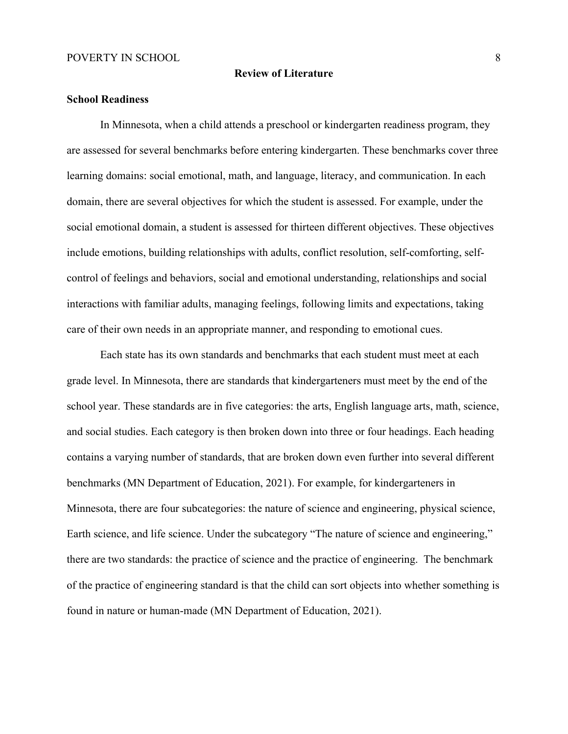## Review of Literature

### School Readiness

In Minnesota, when a child attends a preschool or kindergarten readiness program, they are assessed for several benchmarks before entering kindergarten. These benchmarks cover three learning domains: social emotional, math, and language, literacy, and communication. In each domain, there are several objectives for which the student is assessed. For example, under the social emotional domain, a student is assessed for thirteen different objectives. These objectives include emotions, building relationships with adults, conflict resolution, self-comforting, self-control of feelings and behaviors, social and emotional understanding, relationships and social interactions with familiar adults, managing feelings, following limits and expectations, taking care of their own needs in an appropriate manner, and responding to emotional cues.

Each state has its own standards and benchmarks that each student must meet at each grade level. In Minnesota, there are standards that kindergarteners must meet by the end of the school year. These standards are in five categories: the arts, English language arts, math, science, and social studies. Each category is then broken down into three or four headings. Each heading contains a varying number of standards, that are broken down even further into several different benchmarks (MN Department of Education, 2021). For example, for kindergarteners in Minnesota, there are four subcategories: the nature of science and engineering, physical science, Earth science, and life science. Under the subcategory "The nature of science and engineering," there are two standards: the practice of science and the practice of engineering. The benchmark of the practice of engineering standard is that the child can sort objects into whether something is found in nature or human-made (MN Department of Education, 2021).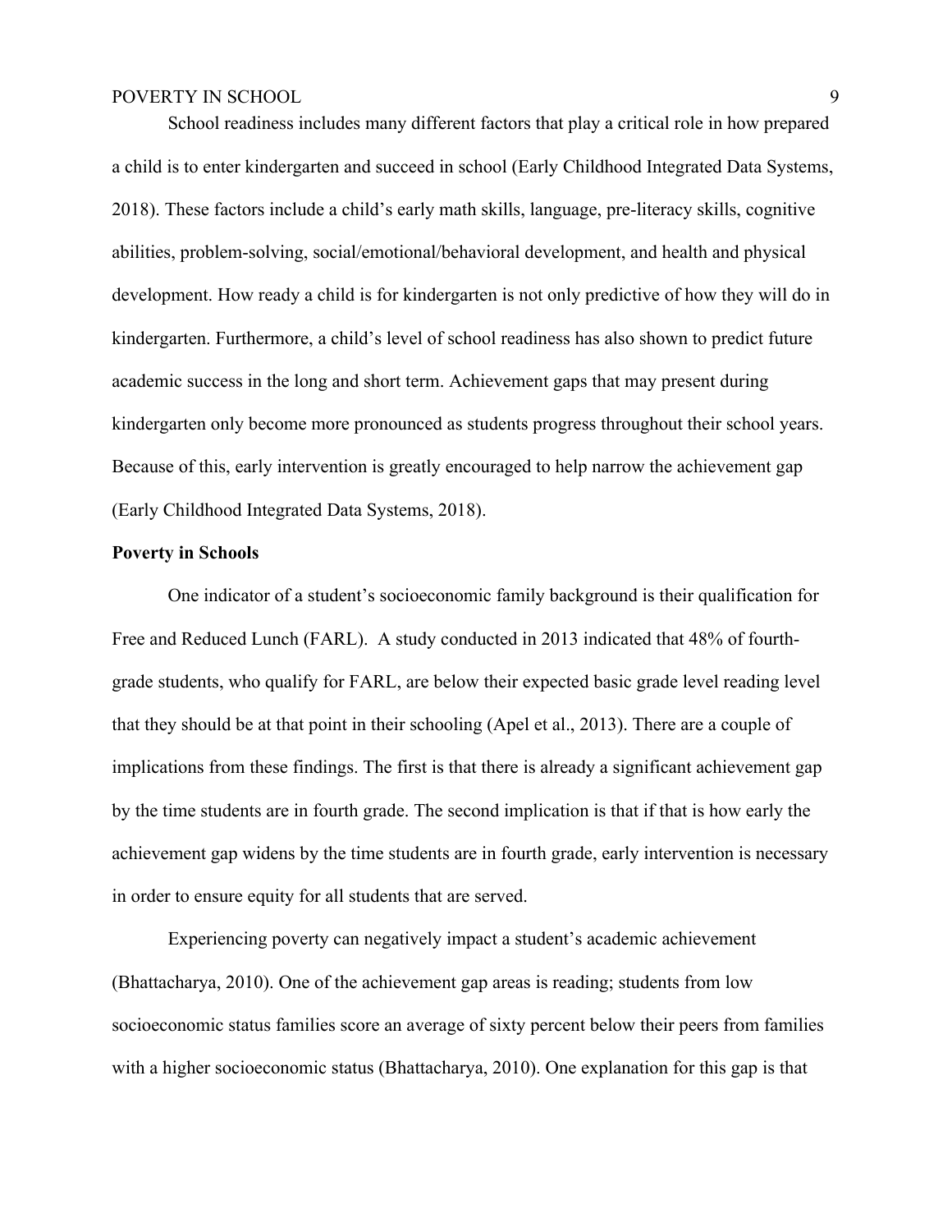School readiness includes many different factors that play a critical role in how prepared a child is to enter kindergarten and succeed in school (Early Childhood Integrated Data Systems, 2018). These factors include a child's early math skills, language, pre-literacy skills, cognitive abilities, problem-solving, social/emotional/behavioral development, and health and physical development. How ready a child is for kindergarten is not only predictive of how they will do in kindergarten. Furthermore, a child's level of school readiness has also shown to predict future academic success in the long and short term. Achievement gaps that may present during kindergarten only become more pronounced as students progress throughout their school years. Because of this, early intervention is greatly encouraged to help narrow the achievement gap (Early Childhood Integrated Data Systems, 2018).

**Poverty in Schools**

One indicator of a student's socioeconomic family background is their qualification for Free and Reduced Lunch (FARL). A study conducted in 2013 indicated that 48% of fourth-grade students, who qualify for FARL, are below their expected basic grade level reading level that they should be at that point in their schooling (Apel et al., 2013). There are a couple of implications from these findings. The first is that there is already a significant achievement gap by the time students are in fourth grade. The second implication is that if that is how early the achievement gap widens by the time students are in fourth grade, early intervention is necessary in order to ensure equity for all students that are served.

Experiencing poverty can negatively impact a student's academic achievement (Bhattacharya, 2010). One of the achievement gap areas is reading; students from low socioeconomic status families score an average of sixty percent below their peers from families with a higher socioeconomic status (Bhattacharya, 2010). One explanation for this gap is that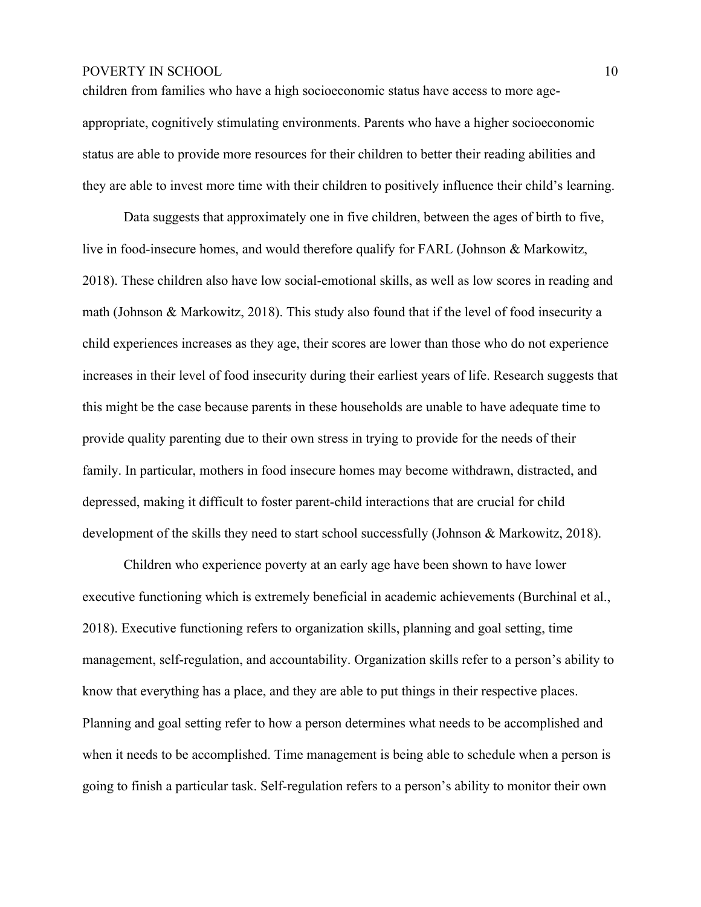children from families who have a high socioeconomic status have access to more age-appropriate, cognitively stimulating environments. Parents who have a higher socioeconomic status are able to provide more resources for their children to better their reading abilities and they are able to invest more time with their children to positively influence their child's learning.

Data suggests that approximately one in five children, between the ages of birth to five, live in food-insecure homes, and would therefore qualify for FARL (Johnson & Markowitz, 2018). These children also have low social-emotional skills, as well as low scores in reading and math (Johnson & Markowitz, 2018). This study also found that if the level of food insecurity a child experiences increases as they age, their scores are lower than those who do not experience increases in their level of food insecurity during their earliest years of life. Research suggests that this might be the case because parents in these households are unable to have adequate time to provide quality parenting due to their own stress in trying to provide for the needs of their family. In particular, mothers in food insecure homes may become withdrawn, distracted, and depressed, making it difficult to foster parent-child interactions that are crucial for child development of the skills they need to start school successfully (Johnson & Markowitz, 2018).

Children who experience poverty at an early age have been shown to have lower executive functioning which is extremely beneficial in academic achievements (Burchinal et al., 2018). Executive functioning refers to organization skills, planning and goal setting, time management, self-regulation, and accountability. Organization skills refer to a person's ability to know that everything has a place, and they are able to put things in their respective places. Planning and goal setting refer to how a person determines what needs to be accomplished and when it needs to be accomplished. Time management is being able to schedule when a person is going to finish a particular task. Self-regulation refers to a person's ability to monitor their own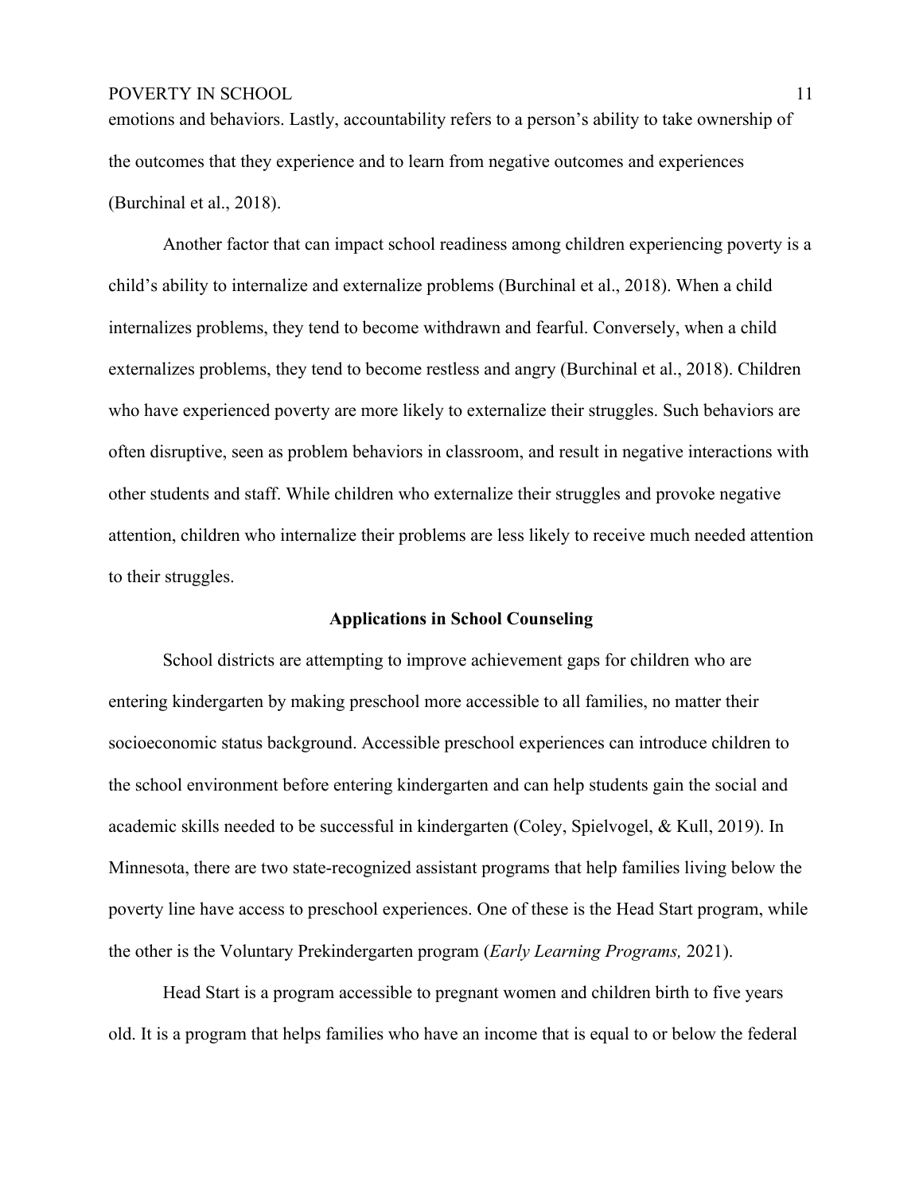emotions and behaviors. Lastly, accountability refers to a person's ability to take ownership of the outcomes that they experience and to learn from negative outcomes and experiences (Burchinal et al., 2018).

Another factor that can impact school readiness among children experiencing poverty is a child's ability to internalize and externalize problems (Burchinal et al., 2018). When a child internalizes problems, they tend to become withdrawn and fearful. Conversely, when a child externalizes problems, they tend to become restless and angry (Burchinal et al., 2018). Children who have experienced poverty are more likely to externalize their struggles. Such behaviors are often disruptive, seen as problem behaviors in classroom, and result in negative interactions with other students and staff. While children who externalize their struggles and provoke negative attention, children who internalize their problems are less likely to receive much needed attention to their struggles.

## Applications in School Counseling

School districts are attempting to improve achievement gaps for children who are entering kindergarten by making preschool more accessible to all families, no matter their socioeconomic status background. Accessible preschool experiences can introduce children to the school environment before entering kindergarten and can help students gain the social and academic skills needed to be successful in kindergarten (Coley, Spielvogel, & Kull, 2019). In Minnesota, there are two state-recognized assistant programs that help families living below the poverty line have access to preschool experiences. One of these is the Head Start program, while the other is the Voluntary Prekindergarten program (*Early Learning Programs,* 2021).

Head Start is a program accessible to pregnant women and children birth to five years old. It is a program that helps families who have an income that is equal to or below the federal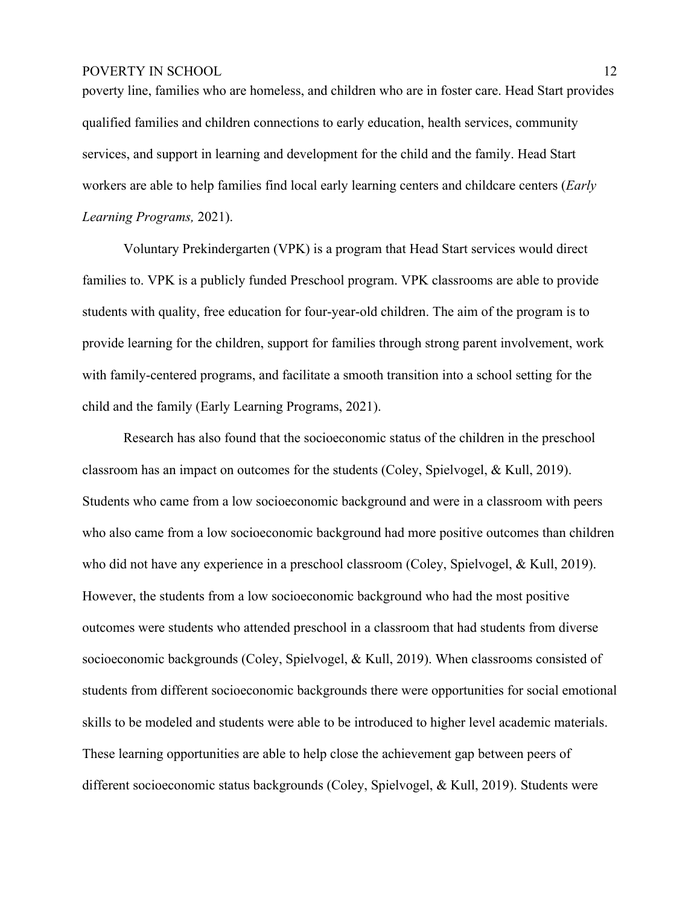poverty line, families who are homeless, and children who are in foster care. Head Start provides qualified families and children connections to early education, health services, community services, and support in learning and development for the child and the family. Head Start workers are able to help families find local early learning centers and childcare centers (*Early Learning Programs,* 2021).

Voluntary Prekindergarten (VPK) is a program that Head Start services would direct families to. VPK is a publicly funded Preschool program. VPK classrooms are able to provide students with quality, free education for four-year-old children. The aim of the program is to provide learning for the children, support for families through strong parent involvement, work with family-centered programs, and facilitate a smooth transition into a school setting for the child and the family (Early Learning Programs, 2021).

Research has also found that the socioeconomic status of the children in the preschool classroom has an impact on outcomes for the students (Coley, Spielvogel, & Kull, 2019). Students who came from a low socioeconomic background and were in a classroom with peers who also came from a low socioeconomic background had more positive outcomes than children who did not have any experience in a preschool classroom (Coley, Spielvogel, & Kull, 2019). However, the students from a low socioeconomic background who had the most positive outcomes were students who attended preschool in a classroom that had students from diverse socioeconomic backgrounds (Coley, Spielvogel, & Kull, 2019). When classrooms consisted of students from different socioeconomic backgrounds there were opportunities for social emotional skills to be modeled and students were able to be introduced to higher level academic materials. These learning opportunities are able to help close the achievement gap between peers of different socioeconomic status backgrounds (Coley, Spielvogel, & Kull, 2019). Students were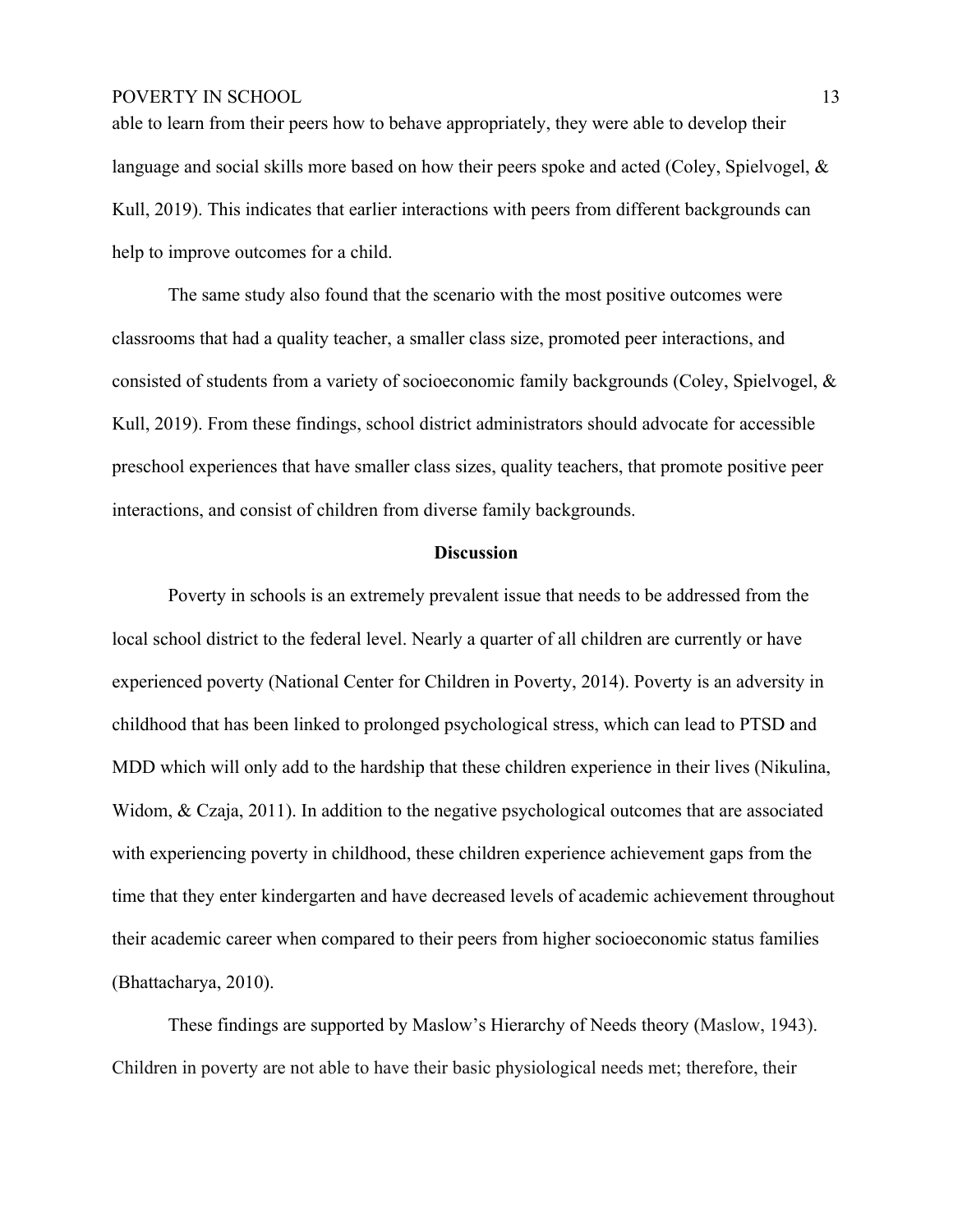able to learn from their peers how to behave appropriately, they were able to develop their language and social skills more based on how their peers spoke and acted (Coley, Spielvogel, & Kull, 2019). This indicates that earlier interactions with peers from different backgrounds can help to improve outcomes for a child.

The same study also found that the scenario with the most positive outcomes were classrooms that had a quality teacher, a smaller class size, promoted peer interactions, and consisted of students from a variety of socioeconomic family backgrounds (Coley, Spielvogel, & Kull, 2019). From these findings, school district administrators should advocate for accessible preschool experiences that have smaller class sizes, quality teachers, that promote positive peer interactions, and consist of children from diverse family backgrounds.

## Discussion

Poverty in schools is an extremely prevalent issue that needs to be addressed from the local school district to the federal level. Nearly a quarter of all children are currently or have experienced poverty (National Center for Children in Poverty, 2014). Poverty is an adversity in childhood that has been linked to prolonged psychological stress, which can lead to PTSD and MDD which will only add to the hardship that these children experience in their lives (Nikulina, Widom, & Czaja, 2011). In addition to the negative psychological outcomes that are associated with experiencing poverty in childhood, these children experience achievement gaps from the time that they enter kindergarten and have decreased levels of academic achievement throughout their academic career when compared to their peers from higher socioeconomic status families (Bhattacharya, 2010).

These findings are supported by Maslow's Hierarchy of Needs theory (Maslow, 1943). Children in poverty are not able to have their basic physiological needs met; therefore, their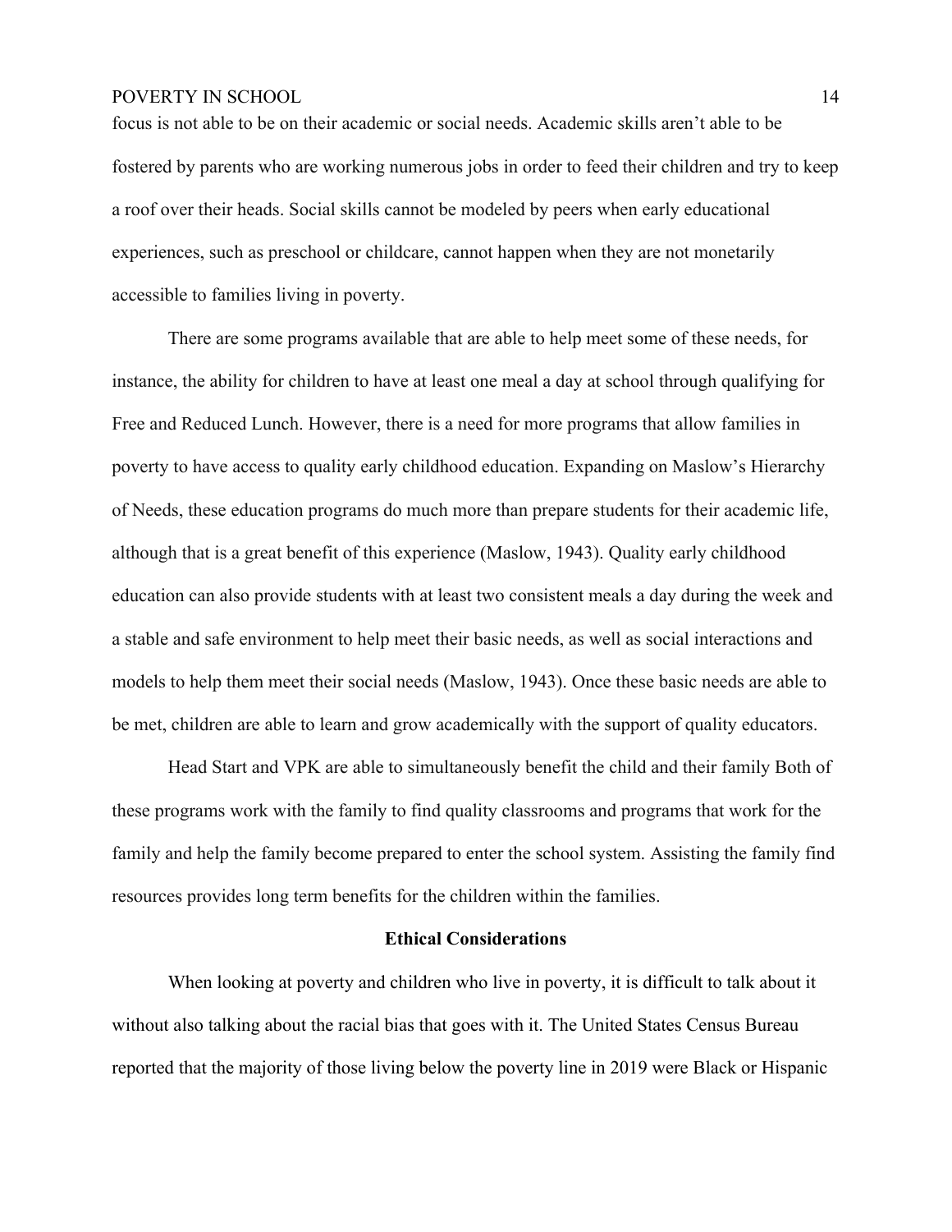focus is not able to be on their academic or social needs. Academic skills aren't able to be fostered by parents who are working numerous jobs in order to feed their children and try to keep a roof over their heads. Social skills cannot be modeled by peers when early educational experiences, such as preschool or childcare, cannot happen when they are not monetarily accessible to families living in poverty.

There are some programs available that are able to help meet some of these needs, for instance, the ability for children to have at least one meal a day at school through qualifying for Free and Reduced Lunch. However, there is a need for more programs that allow families in poverty to have access to quality early childhood education. Expanding on Maslow's Hierarchy of Needs, these education programs do much more than prepare students for their academic life, although that is a great benefit of this experience (Maslow, 1943). Quality early childhood education can also provide students with at least two consistent meals a day during the week and a stable and safe environment to help meet their basic needs, as well as social interactions and models to help them meet their social needs (Maslow, 1943). Once these basic needs are able to be met, children are able to learn and grow academically with the support of quality educators.

Head Start and VPK are able to simultaneously benefit the child and their family Both of these programs work with the family to find quality classrooms and programs that work for the family and help the family become prepared to enter the school system. Assisting the family find resources provides long term benefits for the children within the families.

## Ethical Considerations

When looking at poverty and children who live in poverty, it is difficult to talk about it without also talking about the racial bias that goes with it. The United States Census Bureau reported that the majority of those living below the poverty line in 2019 were Black or Hispanic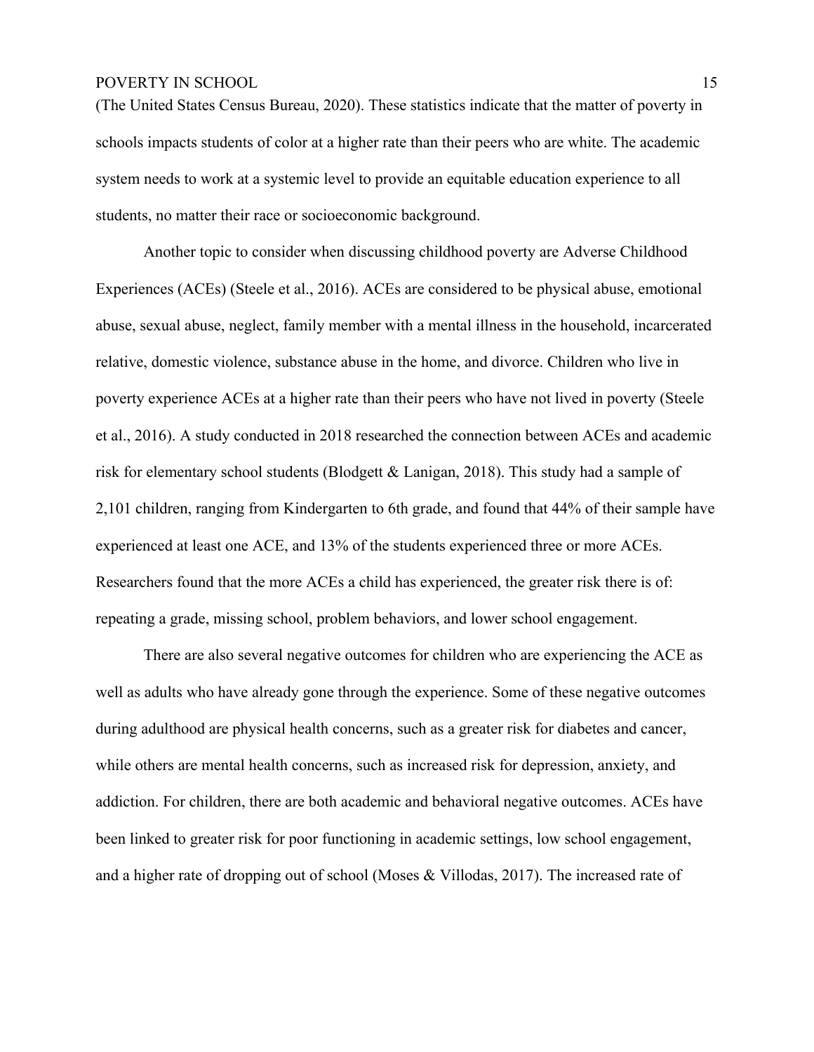(The United States Census Bureau, 2020). These statistics indicate that the matter of poverty in schools impacts students of color at a higher rate than their peers who are white. The academic system needs to work at a systemic level to provide an equitable education experience to all students, no matter their race or socioeconomic background.

Another topic to consider when discussing childhood poverty are Adverse Childhood Experiences (ACEs) (Steele et al., 2016). ACEs are considered to be physical abuse, emotional abuse, sexual abuse, neglect, family member with a mental illness in the household, incarcerated relative, domestic violence, substance abuse in the home, and divorce. Children who live in poverty experience ACEs at a higher rate than their peers who have not lived in poverty (Steele et al., 2016). A study conducted in 2018 researched the connection between ACEs and academic risk for elementary school students (Blodgett & Lanigan, 2018). This study had a sample of 2,101 children, ranging from Kindergarten to 6th grade, and found that 44% of their sample have experienced at least one ACE, and 13% of the students experienced three or more ACEs. Researchers found that the more ACEs a child has experienced, the greater risk there is of: repeating a grade, missing school, problem behaviors, and lower school engagement.

There are also several negative outcomes for children who are experiencing the ACE as well as adults who have already gone through the experience. Some of these negative outcomes during adulthood are physical health concerns, such as a greater risk for diabetes and cancer, while others are mental health concerns, such as increased risk for depression, anxiety, and addiction. For children, there are both academic and behavioral negative outcomes. ACEs have been linked to greater risk for poor functioning in academic settings, low school engagement, and a higher rate of dropping out of school (Moses & Villodas, 2017). The increased rate of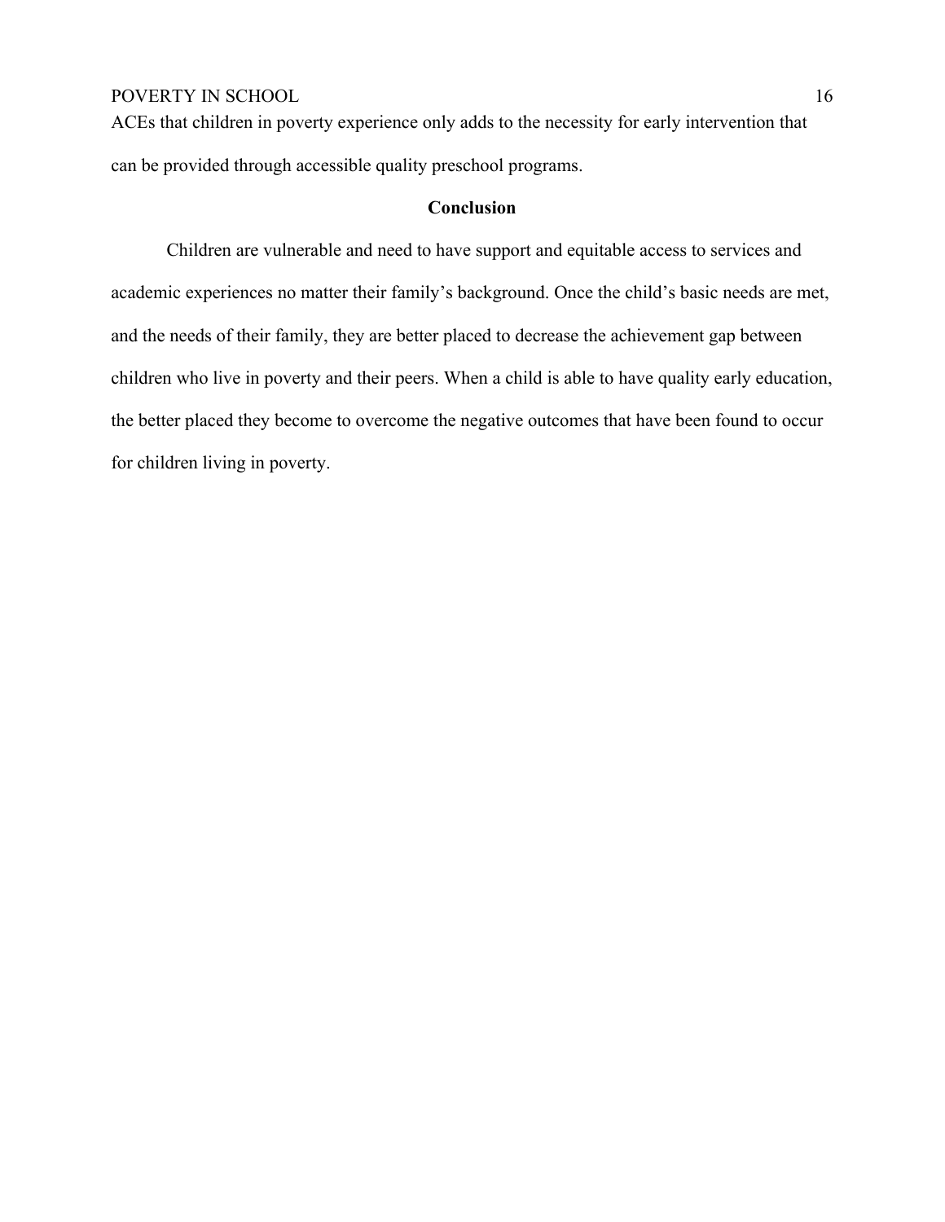ACEs that children in poverty experience only adds to the necessity for early intervention that can be provided through accessible quality preschool programs.

## Conclusion

Children are vulnerable and need to have support and equitable access to services and academic experiences no matter their family's background. Once the child's basic needs are met, and the needs of their family, they are better placed to decrease the achievement gap between children who live in poverty and their peers. When a child is able to have quality early education, the better placed they become to overcome the negative outcomes that have been found to occur for children living in poverty.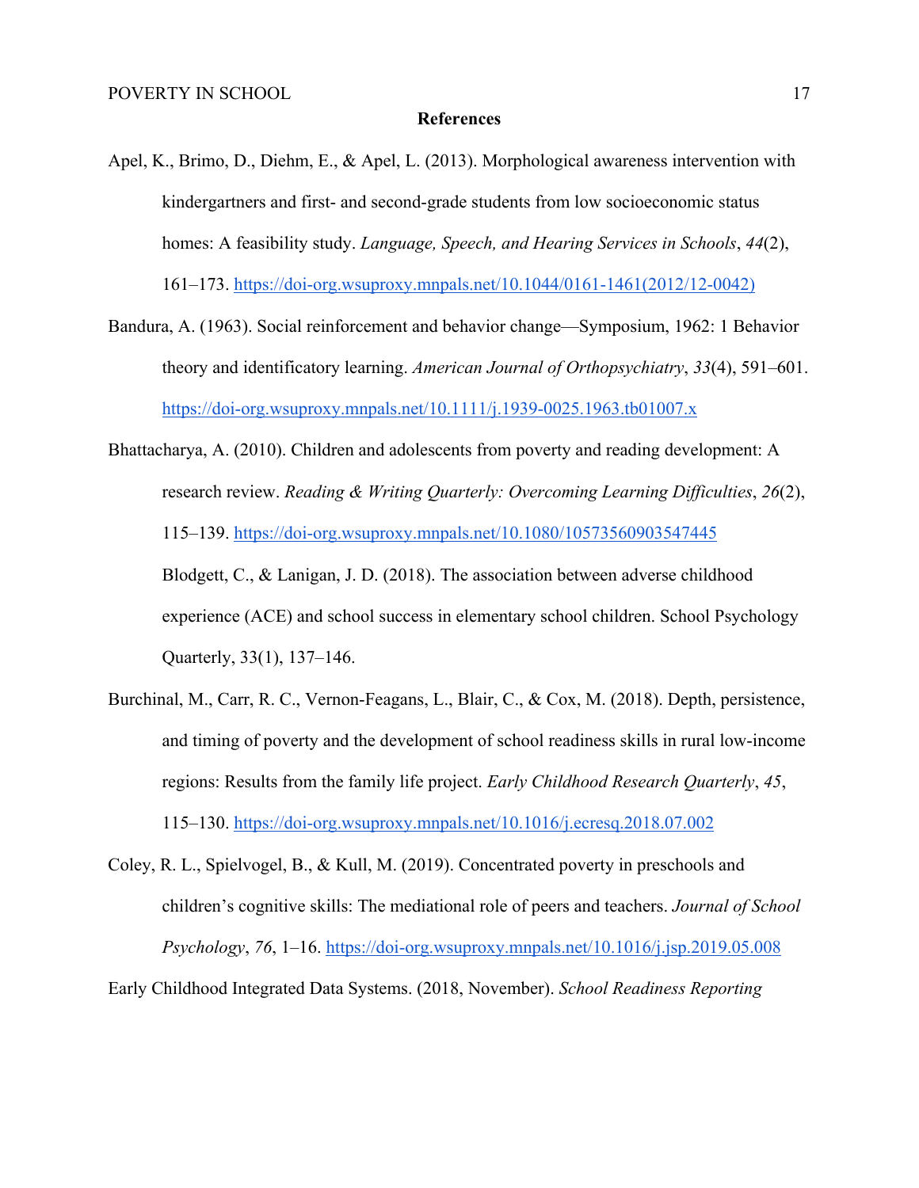**References**

Apel, K., Brimo, D., Diehm, E., & Apel, L. (2013). Morphological awareness intervention with kindergartners and first- and second-grade students from low socioeconomic status homes: A feasibility study. *Language, Speech, and Hearing Services in Schools*, *44*(2), 161–173. https://doi-org.wsuproxy.mnpals.net/10.1044/0161-1461(2012/12-0042)

Bandura, A. (1963). Social reinforcement and behavior change—Symposium, 1962: 1 Behavior theory and identificatory learning. *American Journal of Orthopsychiatry*, *33*(4), 591–601. https://doi-org.wsuproxy.mnpals.net/10.1111/j.1939-0025.1963.tb01007.x

Bhattacharya, A. (2010). Children and adolescents from poverty and reading development: A research review. *Reading & Writing Quarterly: Overcoming Learning Difficulties*, *26*(2), 115–139. https://doi-org.wsuproxy.mnpals.net/10.1080/10573560903547445

Blodgett, C., & Lanigan, J. D. (2018). The association between adverse childhood experience (ACE) and school success in elementary school children. School Psychology Quarterly, 33(1), 137–146.

Burchinal, M., Carr, R. C., Vernon-Feagans, L., Blair, C., & Cox, M. (2018). Depth, persistence, and timing of poverty and the development of school readiness skills in rural low-income regions: Results from the family life project. *Early Childhood Research Quarterly*, *45*, 115–130. https://doi-org.wsuproxy.mnpals.net/10.1016/j.ecresq.2018.07.002

Coley, R. L., Spielvogel, B., & Kull, M. (2019). Concentrated poverty in preschools and children's cognitive skills: The mediational role of peers and teachers. *Journal of School Psychology*, *76*, 1–16. https://doi-org.wsuproxy.mnpals.net/10.1016/j.jsp.2019.05.008

Early Childhood Integrated Data Systems. (2018, November). *School Readiness Reporting*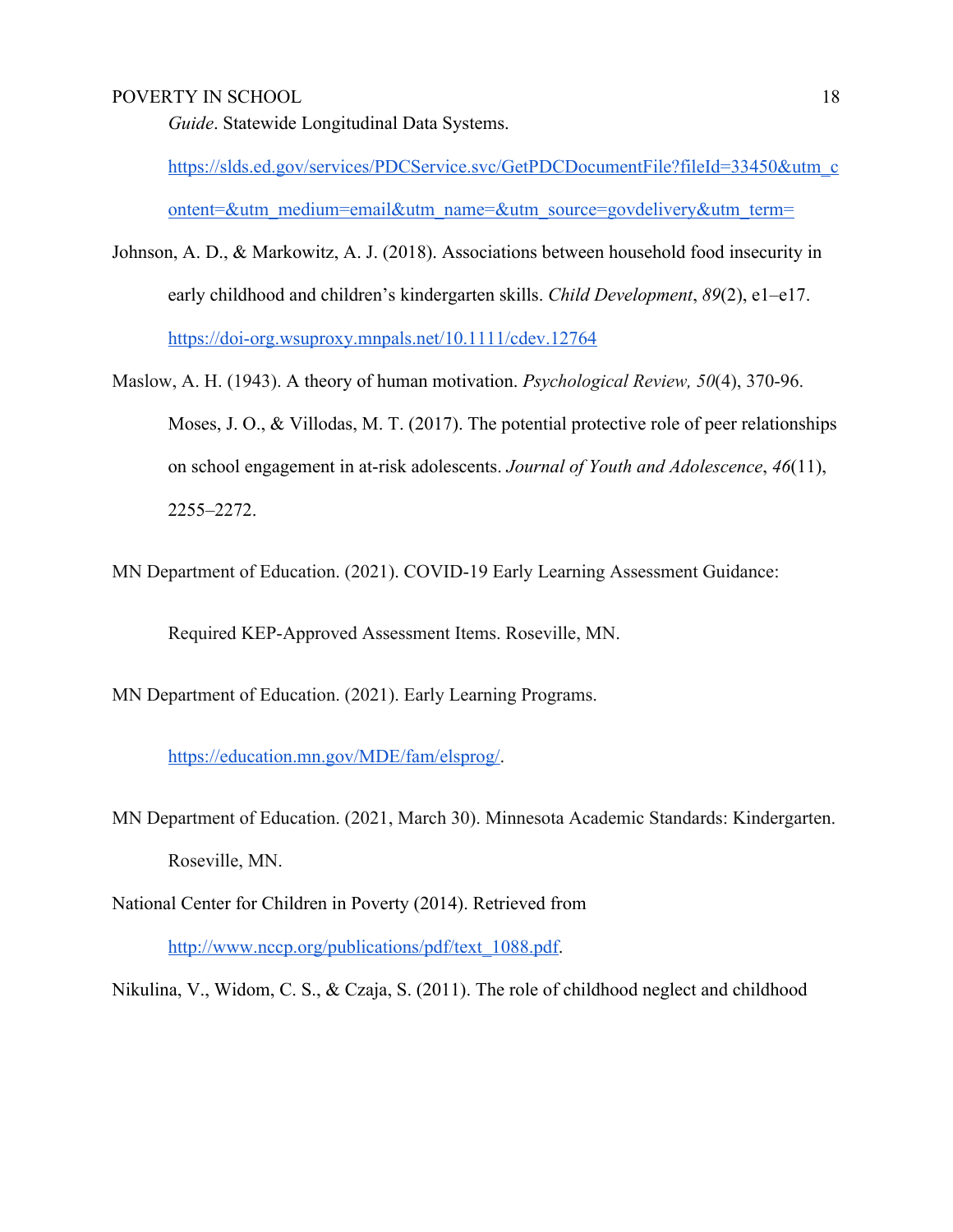*Guide*. Statewide Longitudinal Data Systems.

https://slds.ed.gov/services/PDCService.svc/GetPDCDocumentFile?fileId=33450&utm_content=&utm_medium=email&utm_name=&utm_source=govdelivery&utm_term=

Johnson, A. D., & Markowitz, A. J. (2018). Associations between household food insecurity in early childhood and children's kindergarten skills. *Child Development*, *89*(2), e1–e17. https://doi-org.wsuproxy.mnpals.net/10.1111/cdev.12764

Maslow, A. H. (1943). A theory of human motivation. *Psychological Review, 50*(4), 370-96.

Moses, J. O., & Villodas, M. T. (2017). The potential protective role of peer relationships on school engagement in at-risk adolescents. *Journal of Youth and Adolescence*, *46*(11), 2255–2272.

MN Department of Education. (2021). COVID-19 Early Learning Assessment Guidance: Required KEP-Approved Assessment Items. Roseville, MN.

MN Department of Education. (2021). Early Learning Programs. https://education.mn.gov/MDE/fam/elsprog/.

MN Department of Education. (2021, March 30). Minnesota Academic Standards: Kindergarten. Roseville, MN.

National Center for Children in Poverty (2014). Retrieved from http://www.nccp.org/publications/pdf/text_1088.pdf.

Nikulina, V., Widom, C. S., & Czaja, S. (2011). The role of childhood neglect and childhood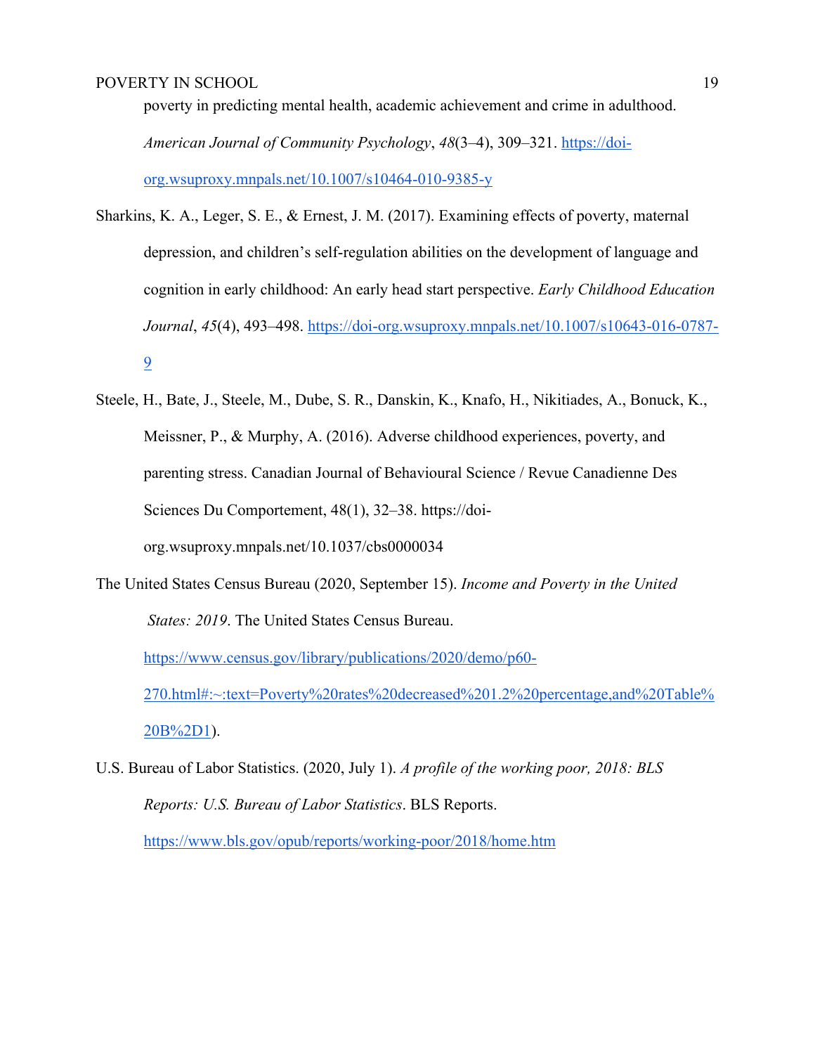poverty in predicting mental health, academic achievement and crime in adulthood. *American Journal of Community Psychology*, *48*(3–4), 309–321. https://doi-org.wsuproxy.mnpals.net/10.1007/s10464-010-9385-y

Sharkins, K. A., Leger, S. E., & Ernest, J. M. (2017). Examining effects of poverty, maternal depression, and children's self-regulation abilities on the development of language and cognition in early childhood: An early head start perspective. *Early Childhood Education Journal*, *45*(4), 493–498. https://doi-org.wsuproxy.mnpals.net/10.1007/s10643-016-0787-9

Steele, H., Bate, J., Steele, M., Dube, S. R., Danskin, K., Knafo, H., Nikitiades, A., Bonuck, K., Meissner, P., & Murphy, A. (2016). Adverse childhood experiences, poverty, and parenting stress. Canadian Journal of Behavioural Science / Revue Canadienne Des Sciences Du Comportement, 48(1), 32–38. https://doi-org.wsuproxy.mnpals.net/10.1037/cbs0000034

The United States Census Bureau (2020, September 15). *Income and Poverty in the United States: 2019*. The United States Census Bureau. https://www.census.gov/library/publications/2020/demo/p60-270.html#:~:text=Poverty%20rates%20decreased%201.2%20percentage,and%20Table%20B%2D1).

U.S. Bureau of Labor Statistics. (2020, July 1). *A profile of the working poor, 2018: BLS Reports: U.S. Bureau of Labor Statistics*. BLS Reports. https://www.bls.gov/opub/reports/working-poor/2018/home.htm